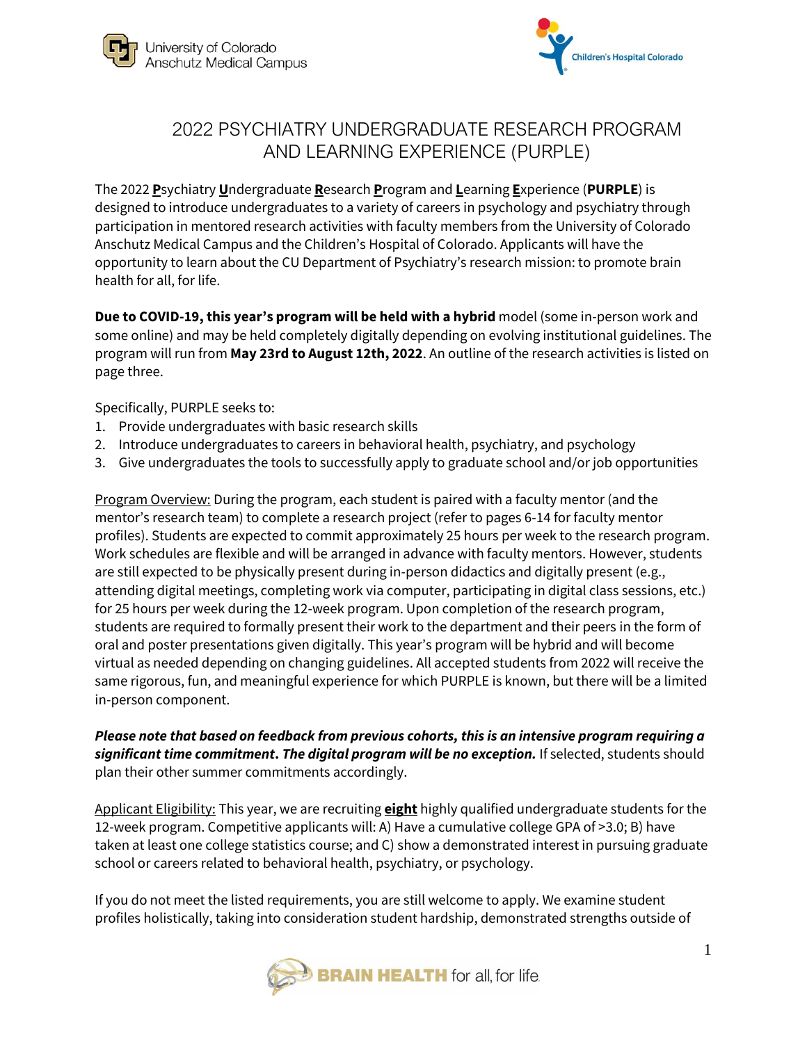# 2022 PSYCHIATRY UNDERGRADUATE RESEARCH PROGRAM AND LEARNING EXPERIENCE (PURPLE)

The 2022 **P**sychiatry **U**ndergraduate **R**esearch **P**rogram and **L**earning **E**xperience (**PURPLE**) is designed to introduce undergraduates to a variety of careers in psychology and psychiatry through participation in mentored research activities with faculty members from the University of Colorado Anschutz Medical Campus and the Children's Hospital of Colorado. Applicants will have the opportunity to learn about the CU Department of Psychiatry's research mission: to promote brain health for all, for life.

**Due to COVID-19, this year's program will be held with a hybrid** model (some in-person work and some online) and may be held completely digitally depending on evolving institutional guidelines. The program will run from **May 23rd to August 12th, 2022**. An outline of the research activities is listed on page three.

Specifically, PURPLE seeks to:

1. Provide undergraduates with basic research skills
2. Introduce undergraduates to careers in behavioral health, psychiatry, and psychology
3. Give undergraduates the tools to successfully apply to graduate school and/or job opportunities

Program Overview: During the program, each student is paired with a faculty mentor (and the mentor's research team) to complete a research project (refer to pages 6-14 for faculty mentor profiles). Students are expected to commit approximately 25 hours per week to the research program. Work schedules are flexible and will be arranged in advance with faculty mentors. However, students are still expected to be physically present during in-person didactics and digitally present (e.g., attending digital meetings, completing work via computer, participating in digital class sessions, etc.) for 25 hours per week during the 12-week program. Upon completion of the research program, students are required to formally present their work to the department and their peers in the form of oral and poster presentations given digitally. This year's program will be hybrid and will become virtual as needed depending on changing guidelines. All accepted students from 2022 will receive the same rigorous, fun, and meaningful experience for which PURPLE is known, but there will be a limited in-person component.

***Please note that based on feedback from previous cohorts, this is an intensive program requiring a significant time commitment. The digital program will be no exception.*** If selected, students should plan their other summer commitments accordingly.

Applicant Eligibility: This year, we are recruiting **eight** highly qualified undergraduate students for the 12-week program. Competitive applicants will: A) Have a cumulative college GPA of >3.0; B) have taken at least one college statistics course; and C) show a demonstrated interest in pursuing graduate school or careers related to behavioral health, psychiatry, or psychology.

If you do not meet the listed requirements, you are still welcome to apply. We examine student profiles holistically, taking into consideration student hardship, demonstrated strengths outside of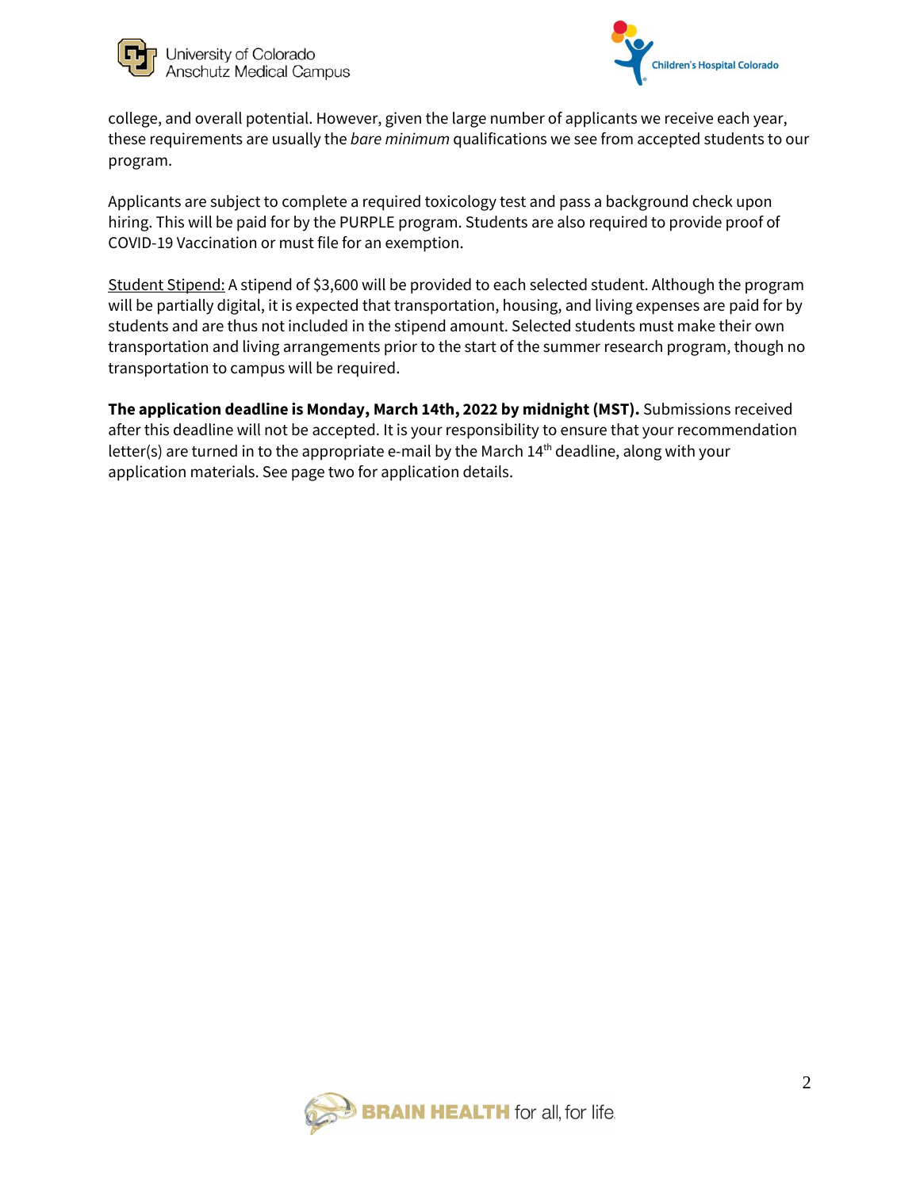college, and overall potential. However, given the large number of applicants we receive each year, these requirements are usually the *bare minimum* qualifications we see from accepted students to our program.

Applicants are subject to complete a required toxicology test and pass a background check upon hiring. This will be paid for by the PURPLE program. Students are also required to provide proof of COVID-19 Vaccination or must file for an exemption.

<u>Student Stipend:</u> A stipend of $3,600 will be provided to each selected student. Although the program will be partially digital, it is expected that transportation, housing, and living expenses are paid for by students and are thus not included in the stipend amount. Selected students must make their own transportation and living arrangements prior to the start of the summer research program, though no transportation to campus will be required.

**The application deadline is Monday, March 14th, 2022 by midnight (MST).** Submissions received after this deadline will not be accepted. It is your responsibility to ensure that your recommendation letter(s) are turned in to the appropriate e-mail by the March 14th deadline, along with your application materials. See page two for application details.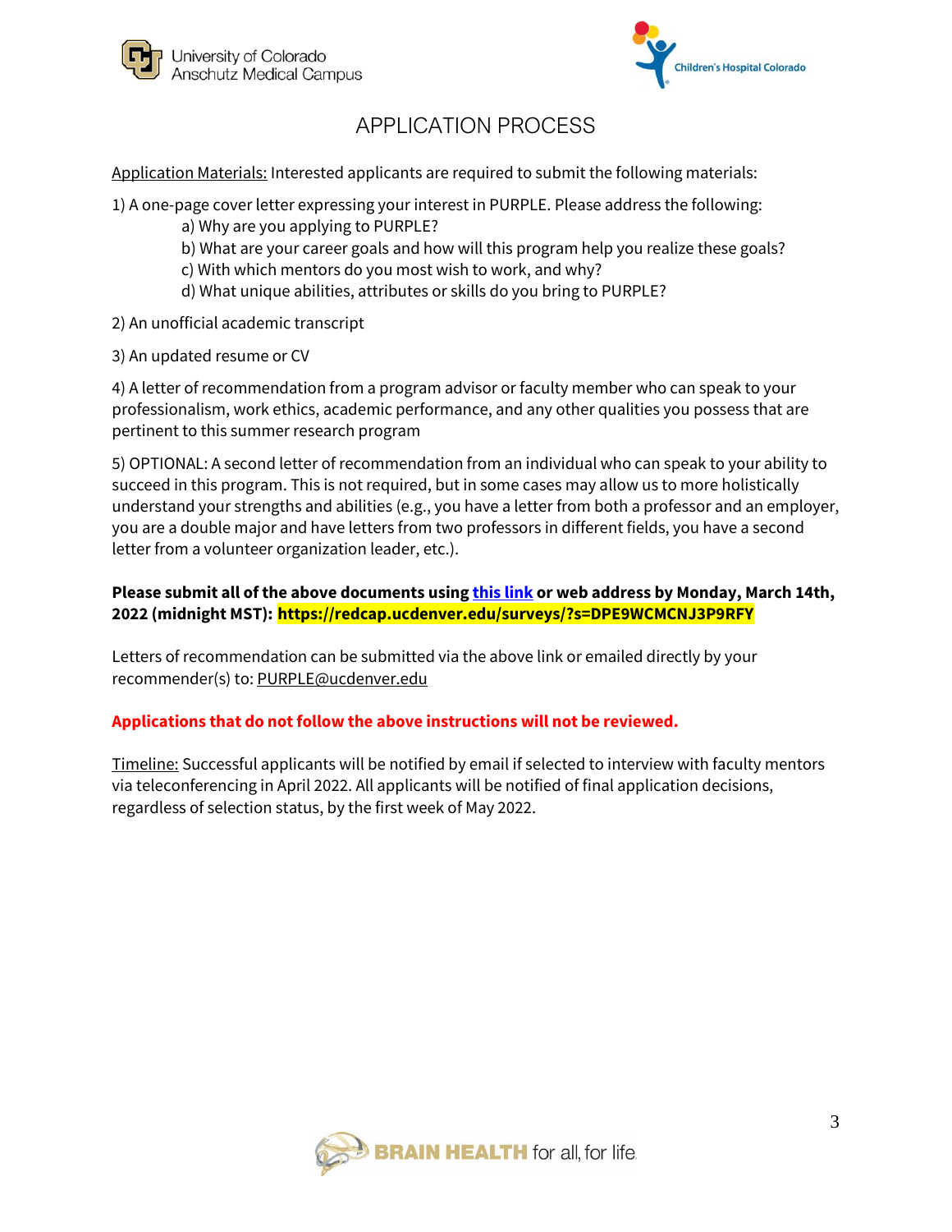# APPLICATION PROCESS

Application Materials: Interested applicants are required to submit the following materials:

1) A one-page cover letter expressing your interest in PURPLE. Please address the following:
   - a) Why are you applying to PURPLE?
   - b) What are your career goals and how will this program help you realize these goals?
   - c) With which mentors do you most wish to work, and why?
   - d) What unique abilities, attributes or skills do you bring to PURPLE?

2) An unofficial academic transcript

3) An updated resume or CV

4) A letter of recommendation from a program advisor or faculty member who can speak to your professionalism, work ethics, academic performance, and any other qualities you possess that are pertinent to this summer research program

5) OPTIONAL: A second letter of recommendation from an individual who can speak to your ability to succeed in this program. This is not required, but in some cases may allow us to more holistically understand your strengths and abilities (e.g., you have a letter from both a professor and an employer, you are a double major and have letters from two professors in different fields, you have a second letter from a volunteer organization leader, etc.).

**Please submit all of the above documents using [this link](https://redcap.ucdenver.edu/surveys/?s=DPE9WCMCNJ3P9RFY) or web address by Monday, March 14th, 2022 (midnight MST): https://redcap.ucdenver.edu/surveys/?s=DPE9WCMCNJ3P9RFY**

Letters of recommendation can be submitted via the above link or emailed directly by your recommender(s) to: PURPLE@ucdenver.edu

**Applications that do not follow the above instructions will not be reviewed.**

Timeline: Successful applicants will be notified by email if selected to interview with faculty mentors via teleconferencing in April 2022. All applicants will be notified of final application decisions, regardless of selection status, by the first week of May 2022.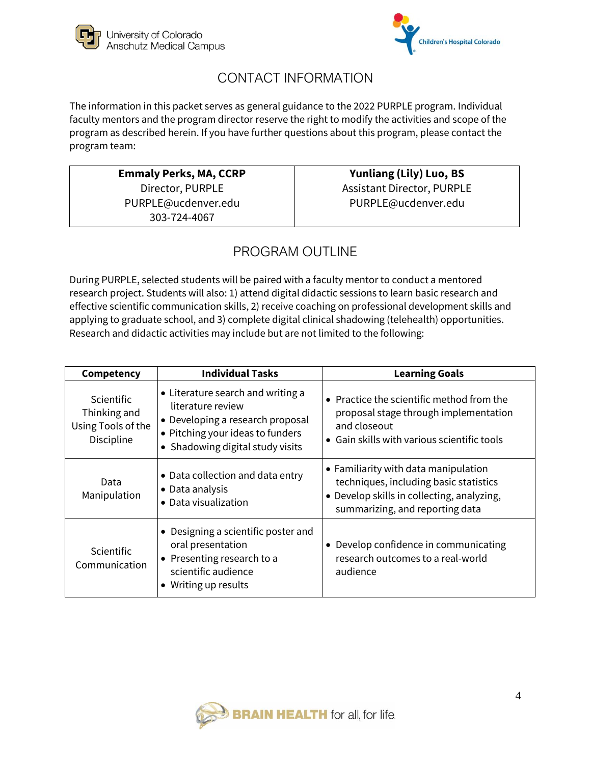## CONTACT INFORMATION

The information in this packet serves as general guidance to the 2022 PURPLE program. Individual faculty mentors and the program director reserve the right to modify the activities and scope of the program as described herein. If you have further questions about this program, please contact the program team:

| **Emmaly Perks, MA, CCRP**<br>Director, PURPLE<br>PURPLE@ucdenver.edu<br>303-724-4067 | **Yunliang (Lily) Luo, BS**<br>Assistant Director, PURPLE<br>PURPLE@ucdenver.edu |
|---|---|

## PROGRAM OUTLINE

During PURPLE, selected students will be paired with a faculty mentor to conduct a mentored research project. Students will also: 1) attend digital didactic sessions to learn basic research and effective scientific communication skills, 2) receive coaching on professional development skills and applying to graduate school, and 3) complete digital clinical shadowing (telehealth) opportunities. Research and didactic activities may include but are not limited to the following:

| Competency | Individual Tasks | Learning Goals |
|---|---|---|
| Scientific Thinking and Using Tools of the Discipline | • Literature search and writing a literature review<br>• Developing a research proposal<br>• Pitching your ideas to funders<br>• Shadowing digital study visits | • Practice the scientific method from the proposal stage through implementation and closeout<br>• Gain skills with various scientific tools |
| Data Manipulation | • Data collection and data entry<br>• Data analysis<br>• Data visualization | • Familiarity with data manipulation techniques, including basic statistics<br>• Develop skills in collecting, analyzing, summarizing, and reporting data |
| Scientific Communication | • Designing a scientific poster and oral presentation<br>• Presenting research to a scientific audience<br>• Writing up results | • Develop confidence in communicating research outcomes to a real-world audience |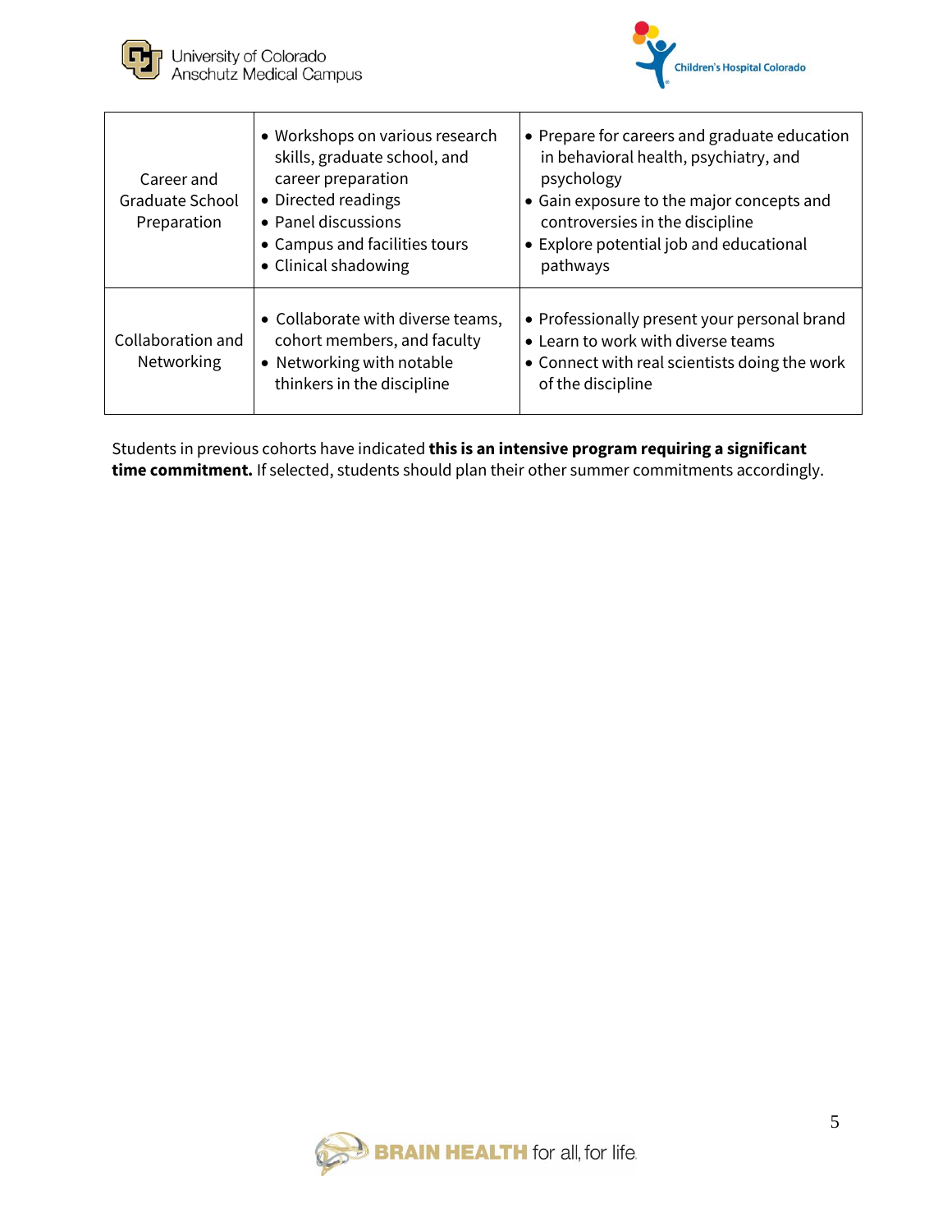| | | |
|---|---|---|
| Career and Graduate School Preparation | • Workshops on various research skills, graduate school, and career preparation<br>• Directed readings<br>• Panel discussions<br>• Campus and facilities tours<br>• Clinical shadowing | • Prepare for careers and graduate education in behavioral health, psychiatry, and psychology<br>• Gain exposure to the major concepts and controversies in the discipline<br>• Explore potential job and educational pathways |
| Collaboration and Networking | • Collaborate with diverse teams, cohort members, and faculty<br>• Networking with notable thinkers in the discipline | • Professionally present your personal brand<br>• Learn to work with diverse teams<br>• Connect with real scientists doing the work of the discipline |

Students in previous cohorts have indicated **this is an intensive program requiring a significant time commitment.** If selected, students should plan their other summer commitments accordingly.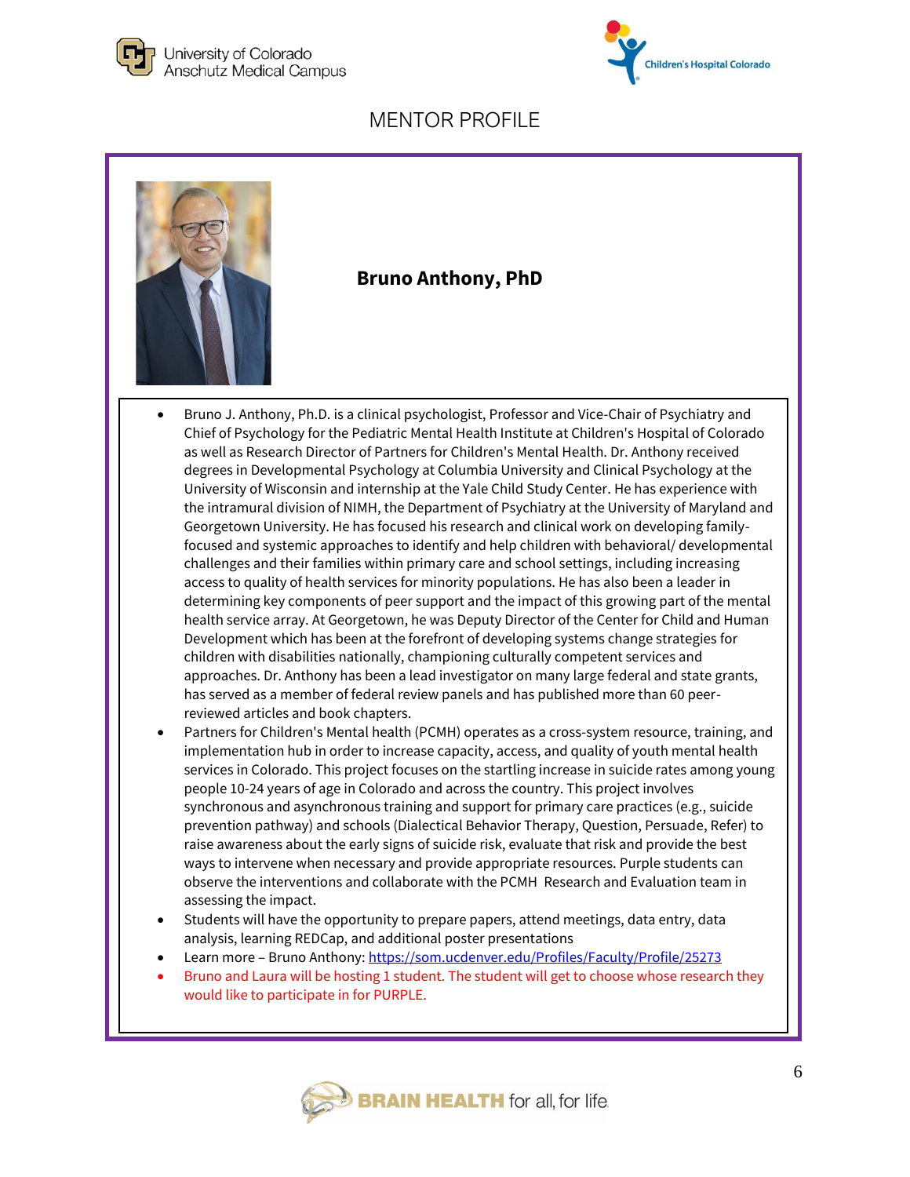# MENTOR PROFILE

## Bruno Anthony, PhD

- Bruno J. Anthony, Ph.D. is a clinical psychologist, Professor and Vice-Chair of Psychiatry and Chief of Psychology for the Pediatric Mental Health Institute at Children's Hospital of Colorado as well as Research Director of Partners for Children's Mental Health. Dr. Anthony received degrees in Developmental Psychology at Columbia University and Clinical Psychology at the University of Wisconsin and internship at the Yale Child Study Center. He has experience with the intramural division of NIMH, the Department of Psychiatry at the University of Maryland and Georgetown University. He has focused his research and clinical work on developing family-focused and systemic approaches to identify and help children with behavioral/ developmental challenges and their families within primary care and school settings, including increasing access to quality of health services for minority populations. He has also been a leader in determining key components of peer support and the impact of this growing part of the mental health service array. At Georgetown, he was Deputy Director of the Center for Child and Human Development which has been at the forefront of developing systems change strategies for children with disabilities nationally, championing culturally competent services and approaches. Dr. Anthony has been a lead investigator on many large federal and state grants, has served as a member of federal review panels and has published more than 60 peer-reviewed articles and book chapters.
- Partners for Children's Mental health (PCMH) operates as a cross-system resource, training, and implementation hub in order to increase capacity, access, and quality of youth mental health services in Colorado. This project focuses on the startling increase in suicide rates among young people 10-24 years of age in Colorado and across the country. This project involves synchronous and asynchronous training and support for primary care practices (e.g., suicide prevention pathway) and schools (Dialectical Behavior Therapy, Question, Persuade, Refer) to raise awareness about the early signs of suicide risk, evaluate that risk and provide the best ways to intervene when necessary and provide appropriate resources. Purple students can observe the interventions and collaborate with the PCMH Research and Evaluation team in assessing the impact.
- Students will have the opportunity to prepare papers, attend meetings, data entry, data analysis, learning REDCap, and additional poster presentations
- Learn more – Bruno Anthony: [https://som.ucdenver.edu/Profiles/Faculty/Profile/25273](https://som.ucdenver.edu/Profiles/Faculty/Profile/25273)
- Bruno and Laura will be hosting 1 student. The student will get to choose whose research they would like to participate in for PURPLE.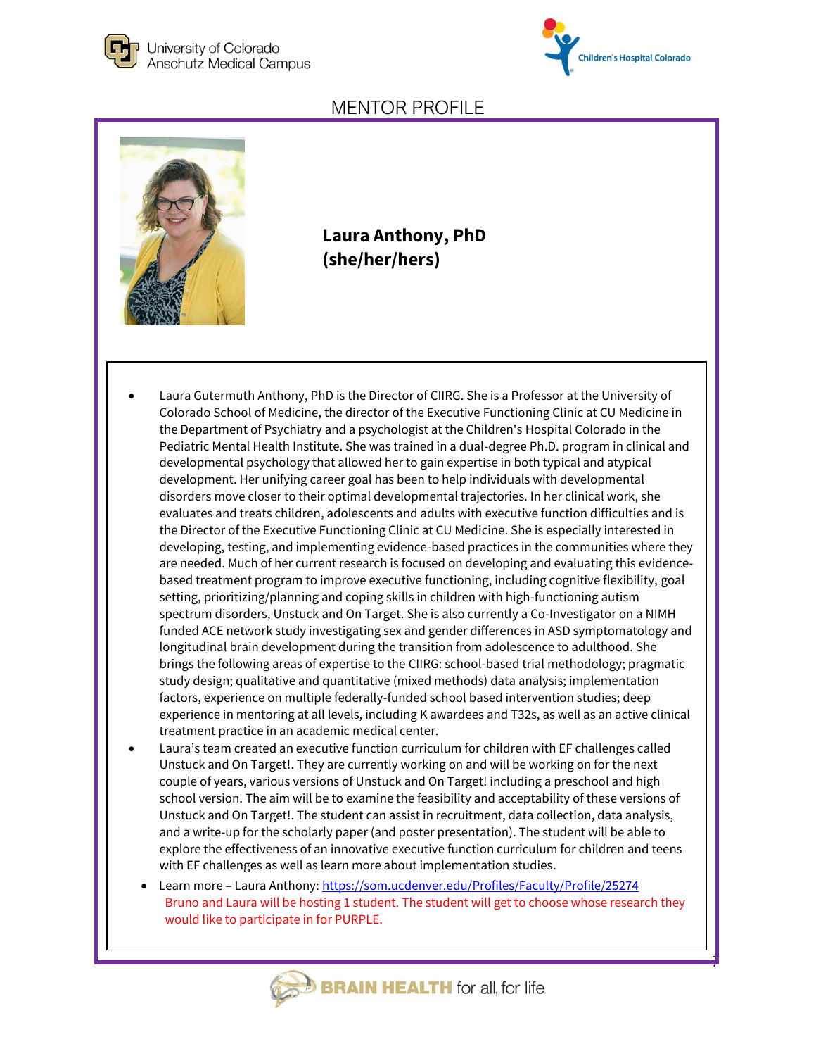# MENTOR PROFILE

**Laura Anthony, PhD**
**(she/her/hers)**

- Laura Gutermuth Anthony, PhD is the Director of CIIRG. She is a Professor at the University of Colorado School of Medicine, the director of the Executive Functioning Clinic at CU Medicine in the Department of Psychiatry and a psychologist at the Children's Hospital Colorado in the Pediatric Mental Health Institute. She was trained in a dual-degree Ph.D. program in clinical and developmental psychology that allowed her to gain expertise in both typical and atypical development. Her unifying career goal has been to help individuals with developmental disorders move closer to their optimal developmental trajectories. In her clinical work, she evaluates and treats children, adolescents and adults with executive function difficulties and is the Director of the Executive Functioning Clinic at CU Medicine. She is especially interested in developing, testing, and implementing evidence-based practices in the communities where they are needed. Much of her current research is focused on developing and evaluating this evidence-based treatment program to improve executive functioning, including cognitive flexibility, goal setting, prioritizing/planning and coping skills in children with high-functioning autism spectrum disorders, Unstuck and On Target. She is also currently a Co-Investigator on a NIMH funded ACE network study investigating sex and gender differences in ASD symptomatology and longitudinal brain development during the transition from adolescence to adulthood. She brings the following areas of expertise to the CIIRG: school-based trial methodology; pragmatic study design; qualitative and quantitative (mixed methods) data analysis; implementation factors, experience on multiple federally-funded school based intervention studies; deep experience in mentoring at all levels, including K awardees and T32s, as well as an active clinical treatment practice in an academic medical center.
- Laura's team created an executive function curriculum for children with EF challenges called Unstuck and On Target!. They are currently working on and will be working on for the next couple of years, various versions of Unstuck and On Target! including a preschool and high school version. The aim will be to examine the feasibility and acceptability of these versions of Unstuck and On Target!. The student can assist in recruitment, data collection, data analysis, and a write-up for the scholarly paper (and poster presentation). The student will be able to explore the effectiveness of an innovative executive function curriculum for children and teens with EF challenges as well as learn more about implementation studies.
  - Learn more – Laura Anthony: https://som.ucdenver.edu/Profiles/Faculty/Profile/25274
    Bruno and Laura will be hosting 1 student. The student will get to choose whose research they would like to participate in for PURPLE.

BRAIN HEALTH for all, for life.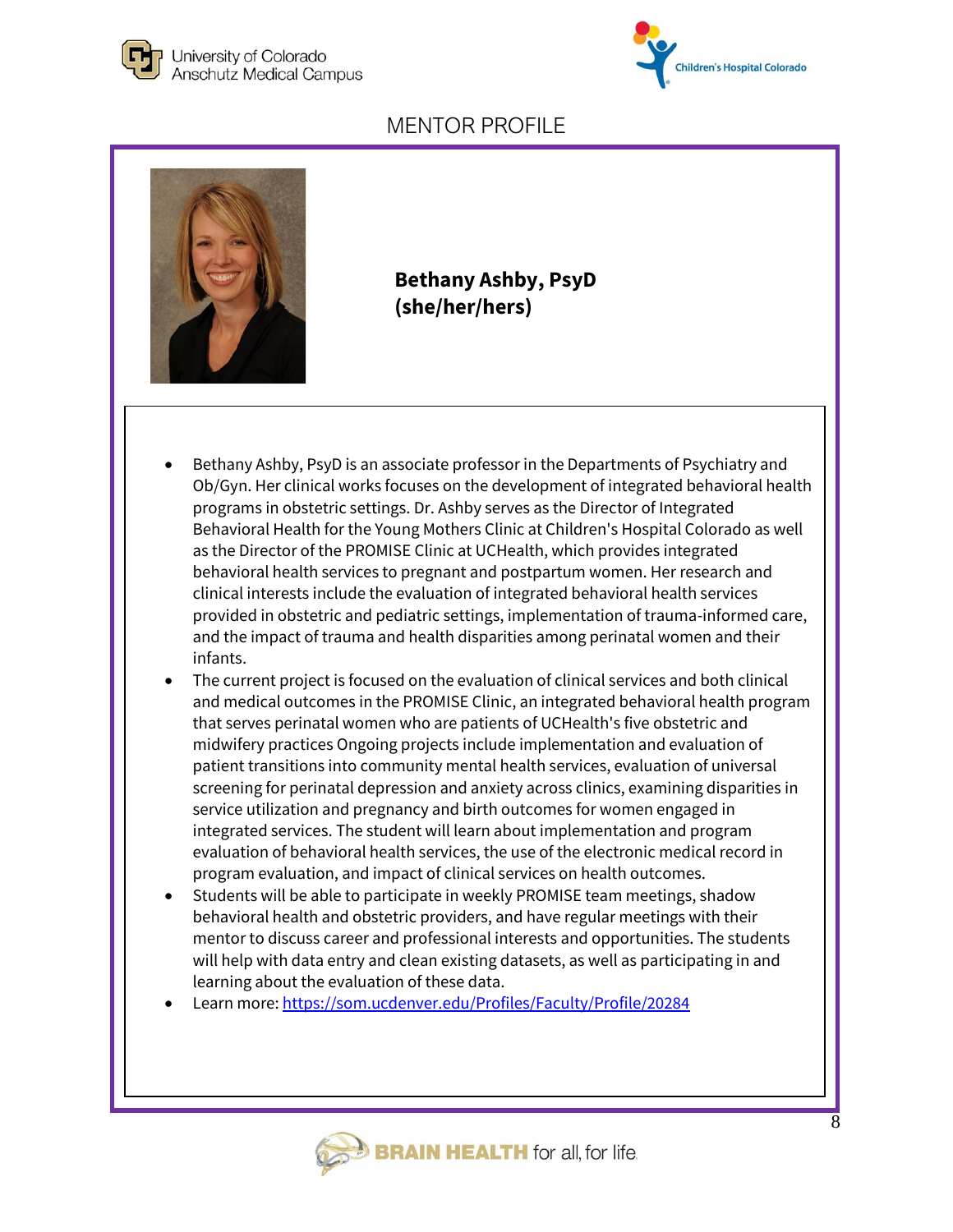# MENTOR PROFILE

**Bethany Ashby, PsyD**
**(she/her/hers)**

- Bethany Ashby, PsyD is an associate professor in the Departments of Psychiatry and Ob/Gyn. Her clinical works focuses on the development of integrated behavioral health programs in obstetric settings. Dr. Ashby serves as the Director of Integrated Behavioral Health for the Young Mothers Clinic at Children's Hospital Colorado as well as the Director of the PROMISE Clinic at UCHealth, which provides integrated behavioral health services to pregnant and postpartum women. Her research and clinical interests include the evaluation of integrated behavioral health services provided in obstetric and pediatric settings, implementation of trauma-informed care, and the impact of trauma and health disparities among perinatal women and their infants.
- The current project is focused on the evaluation of clinical services and both clinical and medical outcomes in the PROMISE Clinic, an integrated behavioral health program that serves perinatal women who are patients of UCHealth's five obstetric and midwifery practices Ongoing projects include implementation and evaluation of patient transitions into community mental health services, evaluation of universal screening for perinatal depression and anxiety across clinics, examining disparities in service utilization and pregnancy and birth outcomes for women engaged in integrated services. The student will learn about implementation and program evaluation of behavioral health services, the use of the electronic medical record in program evaluation, and impact of clinical services on health outcomes.
- Students will be able to participate in weekly PROMISE team meetings, shadow behavioral health and obstetric providers, and have regular meetings with their mentor to discuss career and professional interests and opportunities. The students will help with data entry and clean existing datasets, as well as participating in and learning about the evaluation of these data.
- Learn more: [https://som.ucdenver.edu/Profiles/Faculty/Profile/20284](https://som.ucdenver.edu/Profiles/Faculty/Profile/20284)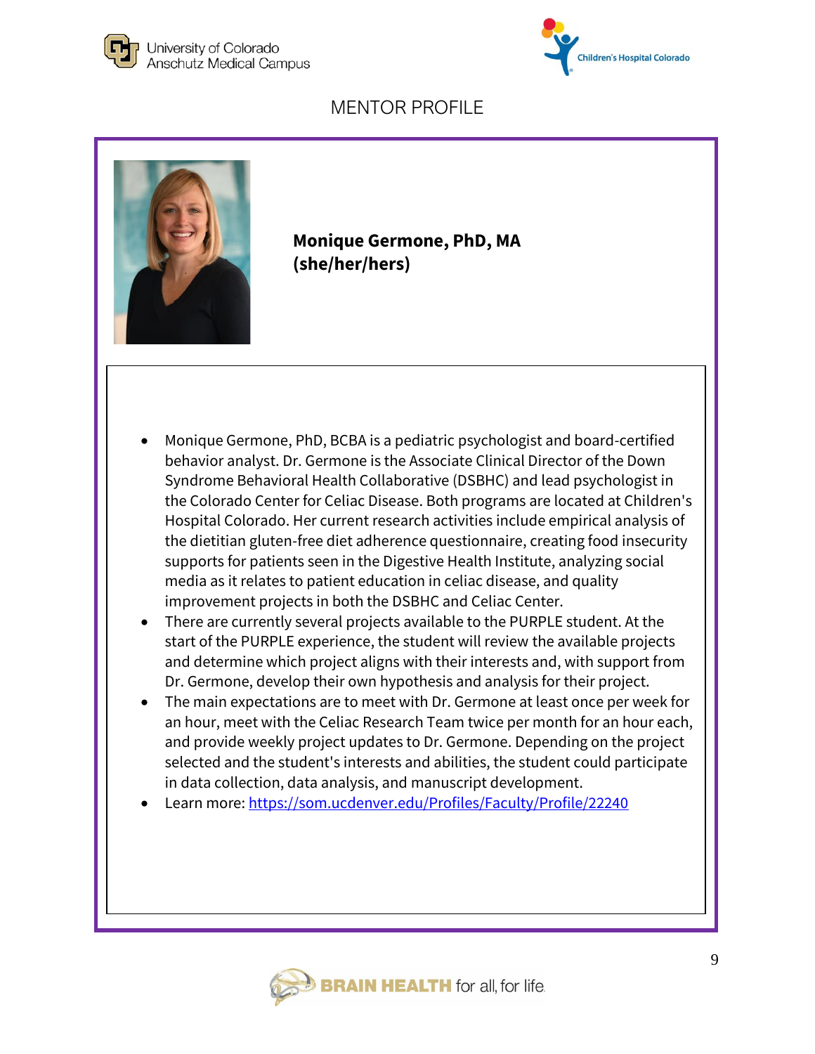University of Colorado Anschutz Medical Campus

Children's Hospital Colorado

# MENTOR PROFILE

**Monique Germone, PhD, MA (she/her/hers)**

- Monique Germone, PhD, BCBA is a pediatric psychologist and board-certified behavior analyst. Dr. Germone is the Associate Clinical Director of the Down Syndrome Behavioral Health Collaborative (DSBHC) and lead psychologist in the Colorado Center for Celiac Disease. Both programs are located at Children's Hospital Colorado. Her current research activities include empirical analysis of the dietitian gluten-free diet adherence questionnaire, creating food insecurity supports for patients seen in the Digestive Health Institute, analyzing social media as it relates to patient education in celiac disease, and quality improvement projects in both the DSBHC and Celiac Center.
- There are currently several projects available to the PURPLE student. At the start of the PURPLE experience, the student will review the available projects and determine which project aligns with their interests and, with support from Dr. Germone, develop their own hypothesis and analysis for their project.
- The main expectations are to meet with Dr. Germone at least once per week for an hour, meet with the Celiac Research Team twice per month for an hour each, and provide weekly project updates to Dr. Germone. Depending on the project selected and the student's interests and abilities, the student could participate in data collection, data analysis, and manuscript development.
- Learn more: [https://som.ucdenver.edu/Profiles/Faculty/Profile/22240](https://som.ucdenver.edu/Profiles/Faculty/Profile/22240)

BRAIN HEALTH for all, for life.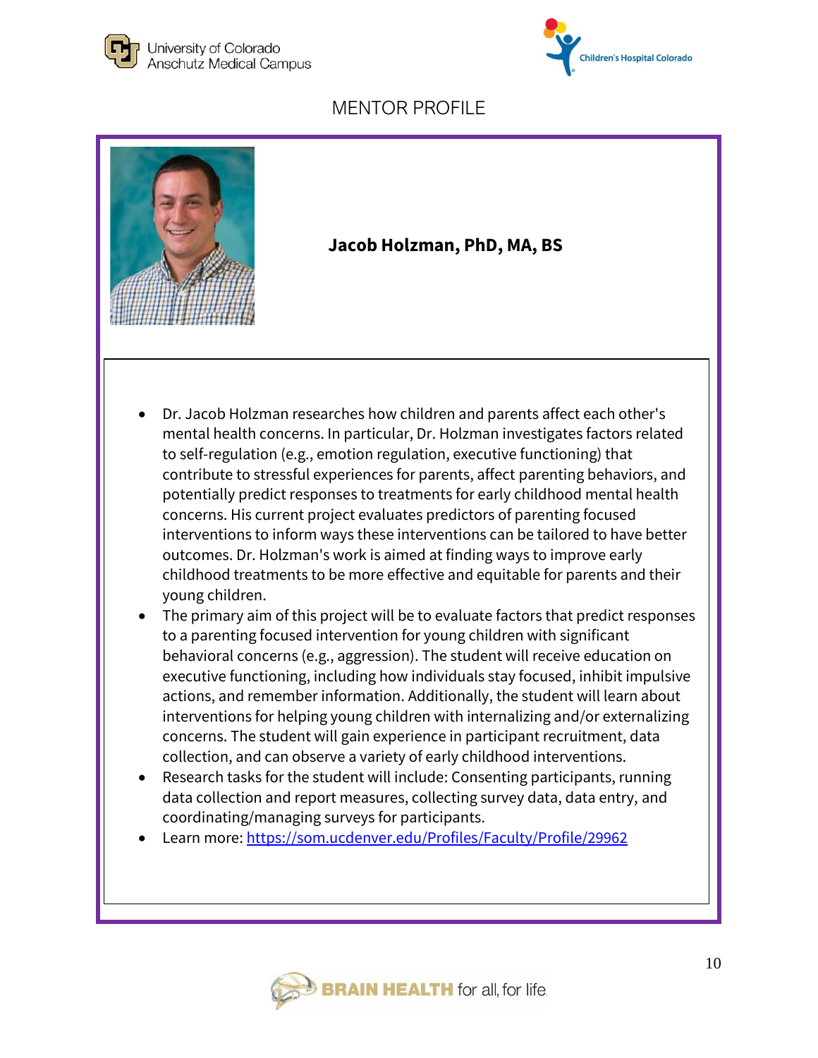# MENTOR PROFILE

**Jacob Holzman, PhD, MA, BS**

- Dr. Jacob Holzman researches how children and parents affect each other's mental health concerns. In particular, Dr. Holzman investigates factors related to self-regulation (e.g., emotion regulation, executive functioning) that contribute to stressful experiences for parents, affect parenting behaviors, and potentially predict responses to treatments for early childhood mental health concerns. His current project evaluates predictors of parenting focused interventions to inform ways these interventions can be tailored to have better outcomes. Dr. Holzman's work is aimed at finding ways to improve early childhood treatments to be more effective and equitable for parents and their young children.
- The primary aim of this project will be to evaluate factors that predict responses to a parenting focused intervention for young children with significant behavioral concerns (e.g., aggression). The student will receive education on executive functioning, including how individuals stay focused, inhibit impulsive actions, and remember information. Additionally, the student will learn about interventions for helping young children with internalizing and/or externalizing concerns. The student will gain experience in participant recruitment, data collection, and can observe a variety of early childhood interventions.
- Research tasks for the student will include: Consenting participants, running data collection and report measures, collecting survey data, data entry, and coordinating/managing surveys for participants.
- Learn more: https://som.ucdenver.edu/Profiles/Faculty/Profile/29962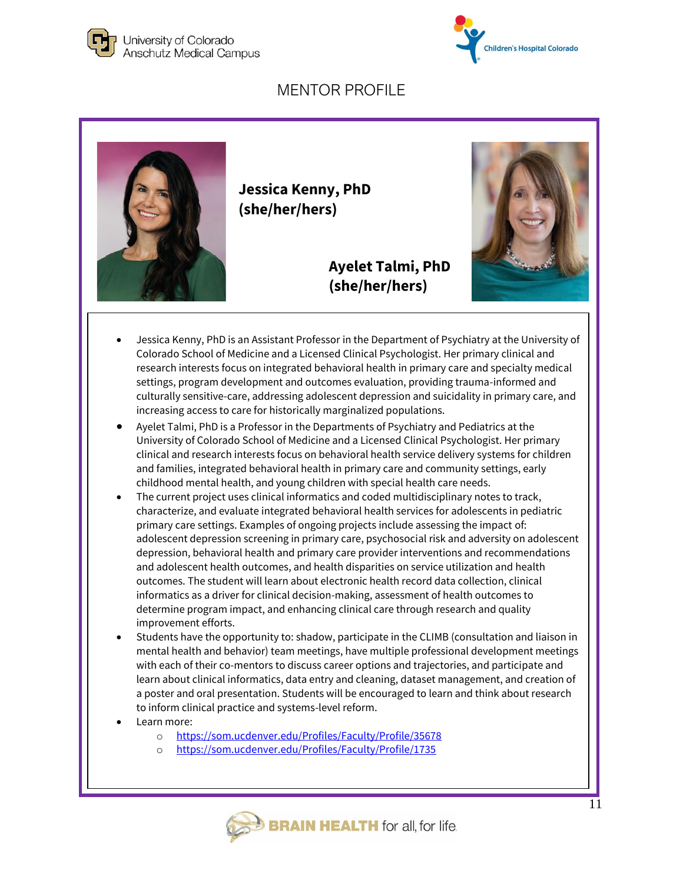# MENTOR PROFILE

**Jessica Kenny, PhD (she/her/hers)**

**Ayelet Talmi, PhD (she/her/hers)**

- Jessica Kenny, PhD is an Assistant Professor in the Department of Psychiatry at the University of Colorado School of Medicine and a Licensed Clinical Psychologist. Her primary clinical and research interests focus on integrated behavioral health in primary care and specialty medical settings, program development and outcomes evaluation, providing trauma-informed and culturally sensitive-care, addressing adolescent depression and suicidality in primary care, and increasing access to care for historically marginalized populations.
- Ayelet Talmi, PhD is a Professor in the Departments of Psychiatry and Pediatrics at the University of Colorado School of Medicine and a Licensed Clinical Psychologist. Her primary clinical and research interests focus on behavioral health service delivery systems for children and families, integrated behavioral health in primary care and community settings, early childhood mental health, and young children with special health care needs.
- The current project uses clinical informatics and coded multidisciplinary notes to track, characterize, and evaluate integrated behavioral health services for adolescents in pediatric primary care settings. Examples of ongoing projects include assessing the impact of: adolescent depression screening in primary care, psychosocial risk and adversity on adolescent depression, behavioral health and primary care provider interventions and recommendations and adolescent health outcomes, and health disparities on service utilization and health outcomes. The student will learn about electronic health record data collection, clinical informatics as a driver for clinical decision-making, assessment of health outcomes to determine program impact, and enhancing clinical care through research and quality improvement efforts.
- Students have the opportunity to: shadow, participate in the CLIMB (consultation and liaison in mental health and behavior) team meetings, have multiple professional development meetings with each of their co-mentors to discuss career options and trajectories, and participate and learn about clinical informatics, data entry and cleaning, dataset management, and creation of a poster and oral presentation. Students will be encouraged to learn and think about research to inform clinical practice and systems-level reform.
- Learn more:
  - https://som.ucdenver.edu/Profiles/Faculty/Profile/35678
  - https://som.ucdenver.edu/Profiles/Faculty/Profile/1735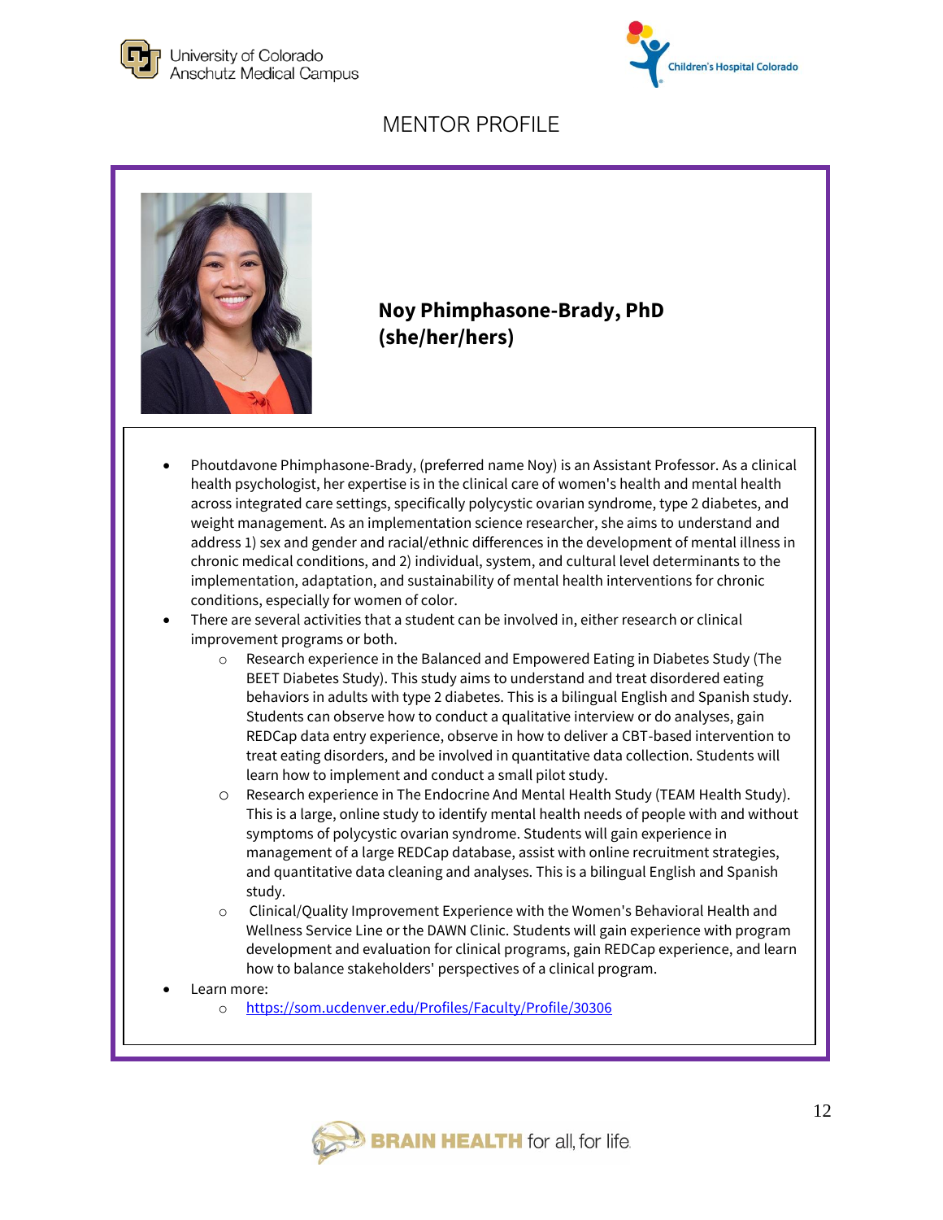# MENTOR PROFILE

**Noy Phimphasone-Brady, PhD (she/her/hers)**

- Phoutdavone Phimphasone-Brady, (preferred name Noy) is an Assistant Professor. As a clinical health psychologist, her expertise is in the clinical care of women's health and mental health across integrated care settings, specifically polycystic ovarian syndrome, type 2 diabetes, and weight management. As an implementation science researcher, she aims to understand and address 1) sex and gender and racial/ethnic differences in the development of mental illness in chronic medical conditions, and 2) individual, system, and cultural level determinants to the implementation, adaptation, and sustainability of mental health interventions for chronic conditions, especially for women of color.
- There are several activities that a student can be involved in, either research or clinical improvement programs or both.
  - Research experience in the Balanced and Empowered Eating in Diabetes Study (The BEET Diabetes Study). This study aims to understand and treat disordered eating behaviors in adults with type 2 diabetes. This is a bilingual English and Spanish study. Students can observe how to conduct a qualitative interview or do analyses, gain REDCap data entry experience, observe in how to deliver a CBT-based intervention to treat eating disorders, and be involved in quantitative data collection. Students will learn how to implement and conduct a small pilot study.
  - Research experience in The Endocrine And Mental Health Study (TEAM Health Study). This is a large, online study to identify mental health needs of people with and without symptoms of polycystic ovarian syndrome. Students will gain experience in management of a large REDCap database, assist with online recruitment strategies, and quantitative data cleaning and analyses. This is a bilingual English and Spanish study.
  - Clinical/Quality Improvement Experience with the Women's Behavioral Health and Wellness Service Line or the DAWN Clinic. Students will gain experience with program development and evaluation for clinical programs, gain REDCap experience, and learn how to balance stakeholders' perspectives of a clinical program.
- Learn more:
  - https://som.ucdenver.edu/Profiles/Faculty/Profile/30306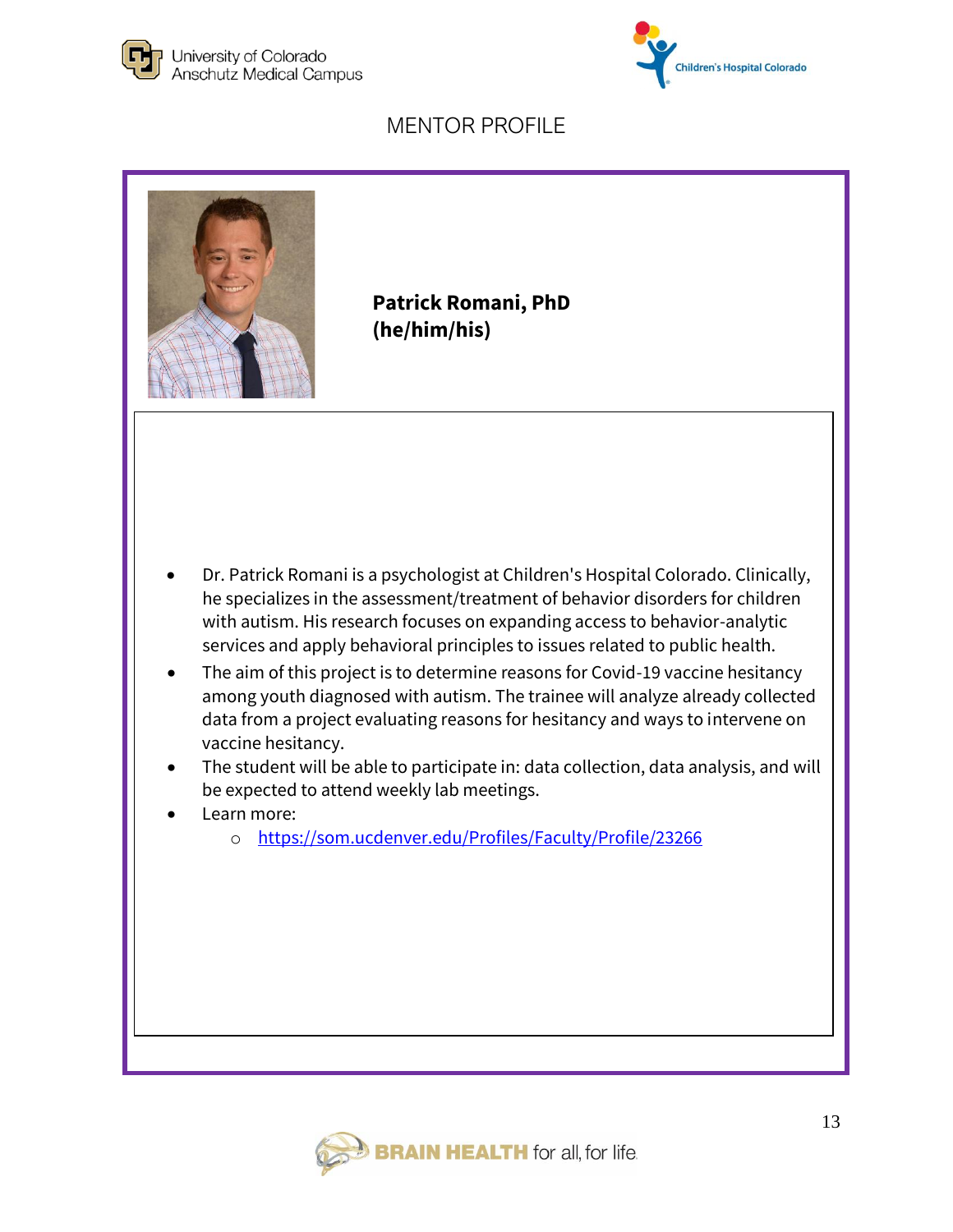# MENTOR PROFILE

**Patrick Romani, PhD**
**(he/him/his)**

- Dr. Patrick Romani is a psychologist at Children's Hospital Colorado. Clinically, he specializes in the assessment/treatment of behavior disorders for children with autism. His research focuses on expanding access to behavior-analytic services and apply behavioral principles to issues related to public health.
- The aim of this project is to determine reasons for Covid-19 vaccine hesitancy among youth diagnosed with autism. The trainee will analyze already collected data from a project evaluating reasons for hesitancy and ways to intervene on vaccine hesitancy.
- The student will be able to participate in: data collection, data analysis, and will be expected to attend weekly lab meetings.
- Learn more:
  - [https://som.ucdenver.edu/Profiles/Faculty/Profile/23266](https://som.ucdenver.edu/Profiles/Faculty/Profile/23266)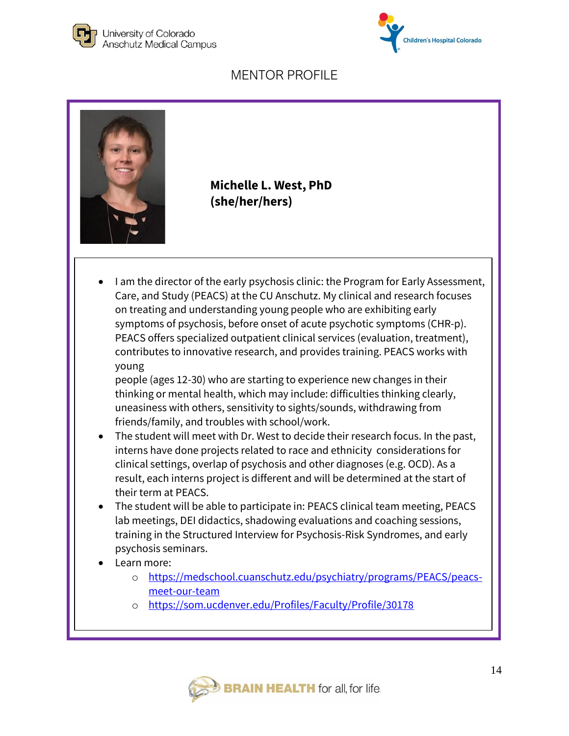# MENTOR PROFILE

**Michelle L. West, PhD**
**(she/her/hers)**

- I am the director of the early psychosis clinic: the Program for Early Assessment, Care, and Study (PEACS) at the CU Anschutz. My clinical and research focuses on treating and understanding young people who are exhibiting early symptoms of psychosis, before onset of acute psychotic symptoms (CHR-p). PEACS offers specialized outpatient clinical services (evaluation, treatment), contributes to innovative research, and provides training. PEACS works with young people (ages 12-30) who are starting to experience new changes in their thinking or mental health, which may include: difficulties thinking clearly, uneasiness with others, sensitivity to sights/sounds, withdrawing from friends/family, and troubles with school/work.
- The student will meet with Dr. West to decide their research focus. In the past, interns have done projects related to race and ethnicity considerations for clinical settings, overlap of psychosis and other diagnoses (e.g. OCD). As a result, each interns project is different and will be determined at the start of their term at PEACS.
- The student will be able to participate in: PEACS clinical team meeting, PEACS lab meetings, DEI didactics, shadowing evaluations and coaching sessions, training in the Structured Interview for Psychosis-Risk Syndromes, and early psychosis seminars.
- Learn more:
  - https://medschool.cuanschutz.edu/psychiatry/programs/PEACS/peacs-meet-our-team
  - https://som.ucdenver.edu/Profiles/Faculty/Profile/30178